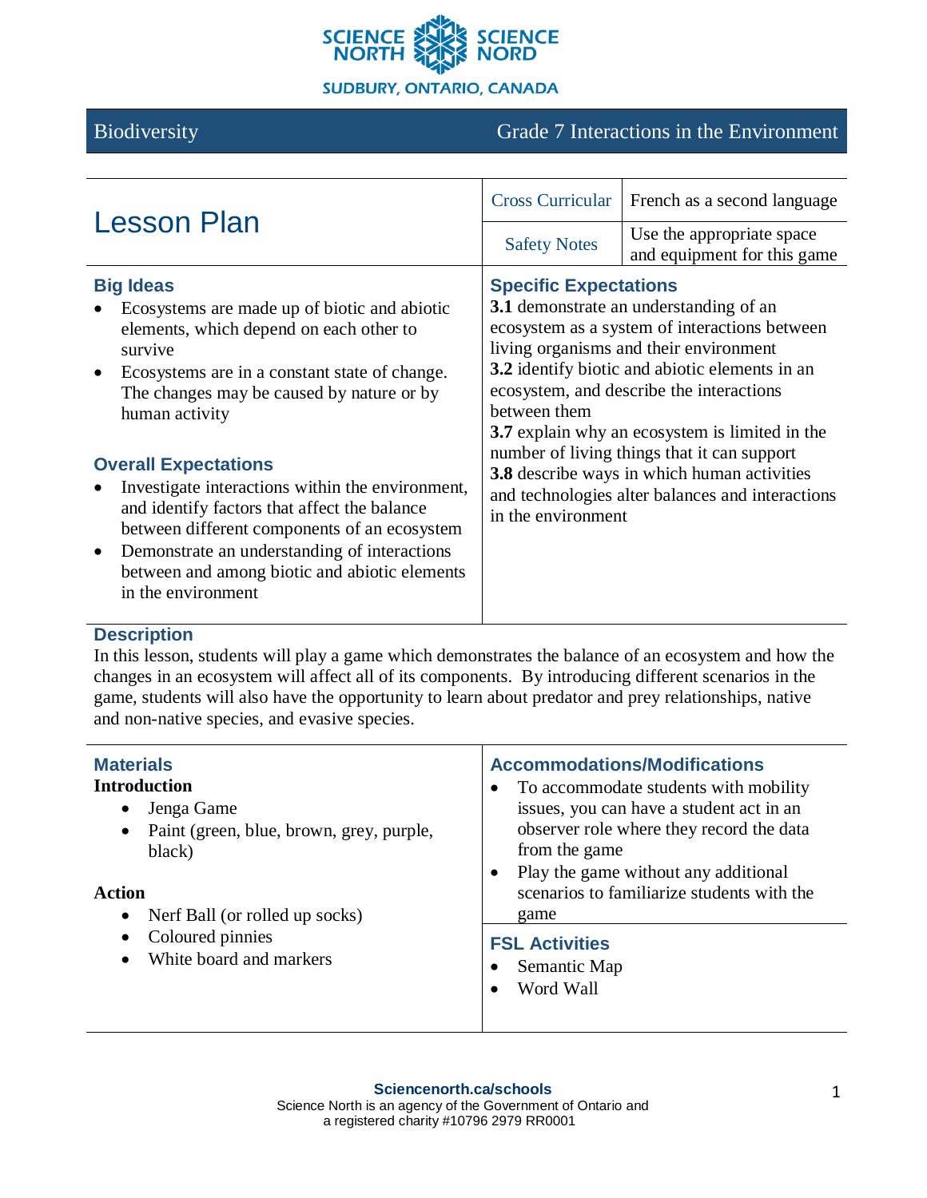SCIENCE NORTH SCIENCE NORD

SUDBURY, ONTARIO, CANADA

Biodiversity | Grade 7 Interactions in the Environment

# Lesson Plan

| Cross Curricular | French as a second language |
|---|---|
| Safety Notes | Use the appropriate space and equipment for this game |

## Big Ideas

- Ecosystems are made up of biotic and abiotic elements, which depend on each other to survive
- Ecosystems are in a constant state of change. The changes may be caused by nature or by human activity

## Overall Expectations

- Investigate interactions within the environment, and identify factors that affect the balance between different components of an ecosystem
- Demonstrate an understanding of interactions between and among biotic and abiotic elements in the environment

## Specific Expectations

**3.1** demonstrate an understanding of an ecosystem as a system of interactions between living organisms and their environment
**3.2** identify biotic and abiotic elements in an ecosystem, and describe the interactions between them
**3.7** explain why an ecosystem is limited in the number of living things that it can support
**3.8** describe ways in which human activities and technologies alter balances and interactions in the environment

## Description

In this lesson, students will play a game which demonstrates the balance of an ecosystem and how the changes in an ecosystem will affect all of its components. By introducing different scenarios in the game, students will also have the opportunity to learn about predator and prey relationships, native and non-native species, and evasive species.

## Materials

**Introduction**

- Jenga Game
- Paint (green, blue, brown, grey, purple, black)

**Action**

- Nerf Ball (or rolled up socks)
- Coloured pinnies
- White board and markers

## Accommodations/Modifications

- To accommodate students with mobility issues, you can have a student act in an observer role where they record the data from the game
- Play the game without any additional scenarios to familiarize students with the game

## FSL Activities

- Semantic Map
- Word Wall

**Sciencenorth.ca/schools**
Science North is an agency of the Government of Ontario and a registered charity #10796 2979 RR0001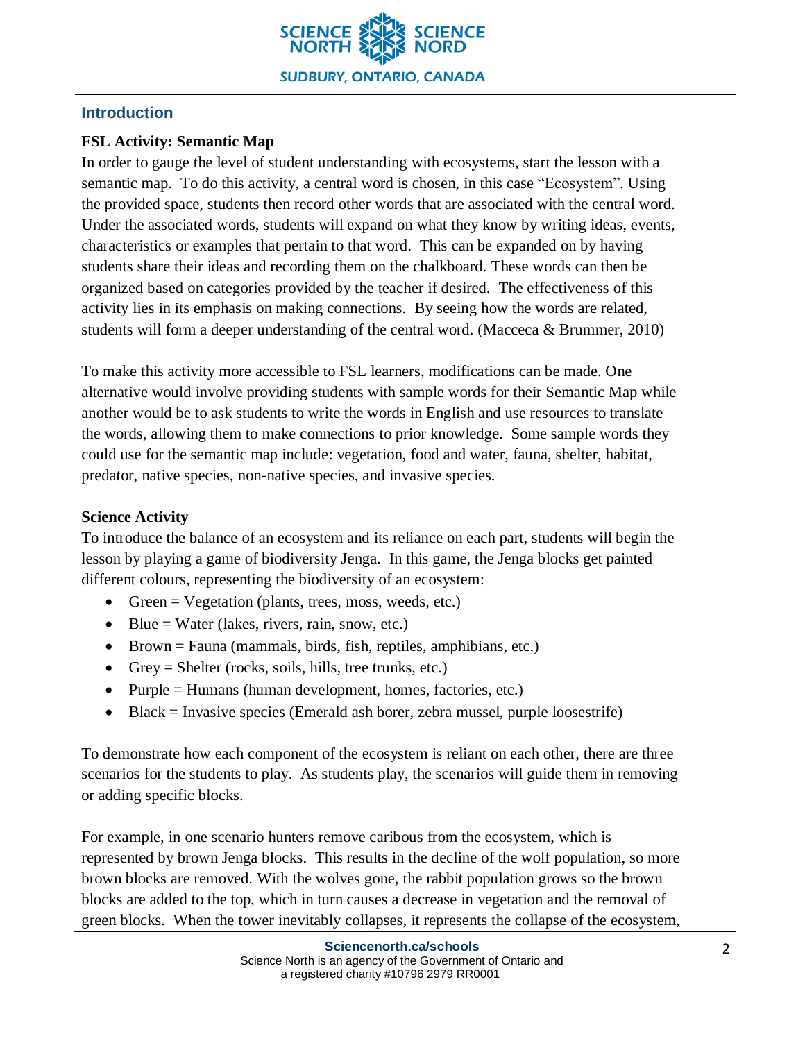## Introduction

### FSL Activity: Semantic Map

In order to gauge the level of student understanding with ecosystems, start the lesson with a semantic map. To do this activity, a central word is chosen, in this case "Ecosystem". Using the provided space, students then record other words that are associated with the central word. Under the associated words, students will expand on what they know by writing ideas, events, characteristics or examples that pertain to that word. This can be expanded on by having students share their ideas and recording them on the chalkboard. These words can then be organized based on categories provided by the teacher if desired. The effectiveness of this activity lies in its emphasis on making connections. By seeing how the words are related, students will form a deeper understanding of the central word. (Macceca & Brummer, 2010)

To make this activity more accessible to FSL learners, modifications can be made. One alternative would involve providing students with sample words for their Semantic Map while another would be to ask students to write the words in English and use resources to translate the words, allowing them to make connections to prior knowledge. Some sample words they could use for the semantic map include: vegetation, food and water, fauna, shelter, habitat, predator, native species, non-native species, and invasive species.

### Science Activity

To introduce the balance of an ecosystem and its reliance on each part, students will begin the lesson by playing a game of biodiversity Jenga. In this game, the Jenga blocks get painted different colours, representing the biodiversity of an ecosystem:

- Green = Vegetation (plants, trees, moss, weeds, etc.)
- Blue = Water (lakes, rivers, rain, snow, etc.)
- Brown = Fauna (mammals, birds, fish, reptiles, amphibians, etc.)
- Grey = Shelter (rocks, soils, hills, tree trunks, etc.)
- Purple = Humans (human development, homes, factories, etc.)
- Black = Invasive species (Emerald ash borer, zebra mussel, purple loosestrife)

To demonstrate how each component of the ecosystem is reliant on each other, there are three scenarios for the students to play. As students play, the scenarios will guide them in removing or adding specific blocks.

For example, in one scenario hunters remove caribous from the ecosystem, which is represented by brown Jenga blocks. This results in the decline of the wolf population, so more brown blocks are removed. With the wolves gone, the rabbit population grows so the brown blocks are added to the top, which in turn causes a decrease in vegetation and the removal of green blocks. When the tower inevitably collapses, it represents the collapse of the ecosystem,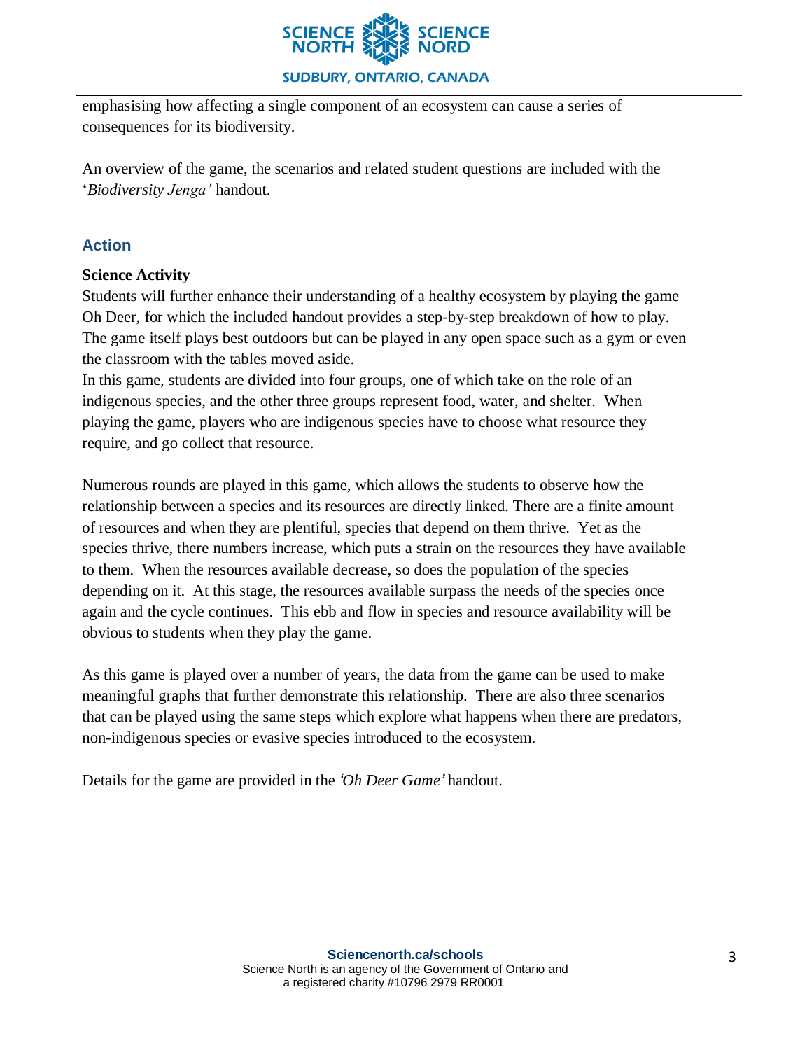emphasising how affecting a single component of an ecosystem can cause a series of consequences for its biodiversity.

An overview of the game, the scenarios and related student questions are included with the '*Biodiversity Jenga'* handout.

## Action

**Science Activity**

Students will further enhance their understanding of a healthy ecosystem by playing the game Oh Deer, for which the included handout provides a step-by-step breakdown of how to play. The game itself plays best outdoors but can be played in any open space such as a gym or even the classroom with the tables moved aside.

In this game, students are divided into four groups, one of which take on the role of an indigenous species, and the other three groups represent food, water, and shelter. When playing the game, players who are indigenous species have to choose what resource they require, and go collect that resource.

Numerous rounds are played in this game, which allows the students to observe how the relationship between a species and its resources are directly linked. There are a finite amount of resources and when they are plentiful, species that depend on them thrive. Yet as the species thrive, there numbers increase, which puts a strain on the resources they have available to them. When the resources available decrease, so does the population of the species depending on it. At this stage, the resources available surpass the needs of the species once again and the cycle continues. This ebb and flow in species and resource availability will be obvious to students when they play the game.

As this game is played over a number of years, the data from the game can be used to make meaningful graphs that further demonstrate this relationship. There are also three scenarios that can be played using the same steps which explore what happens when there are predators, non-indigenous species or evasive species introduced to the ecosystem.

Details for the game are provided in the *'Oh Deer Game'* handout.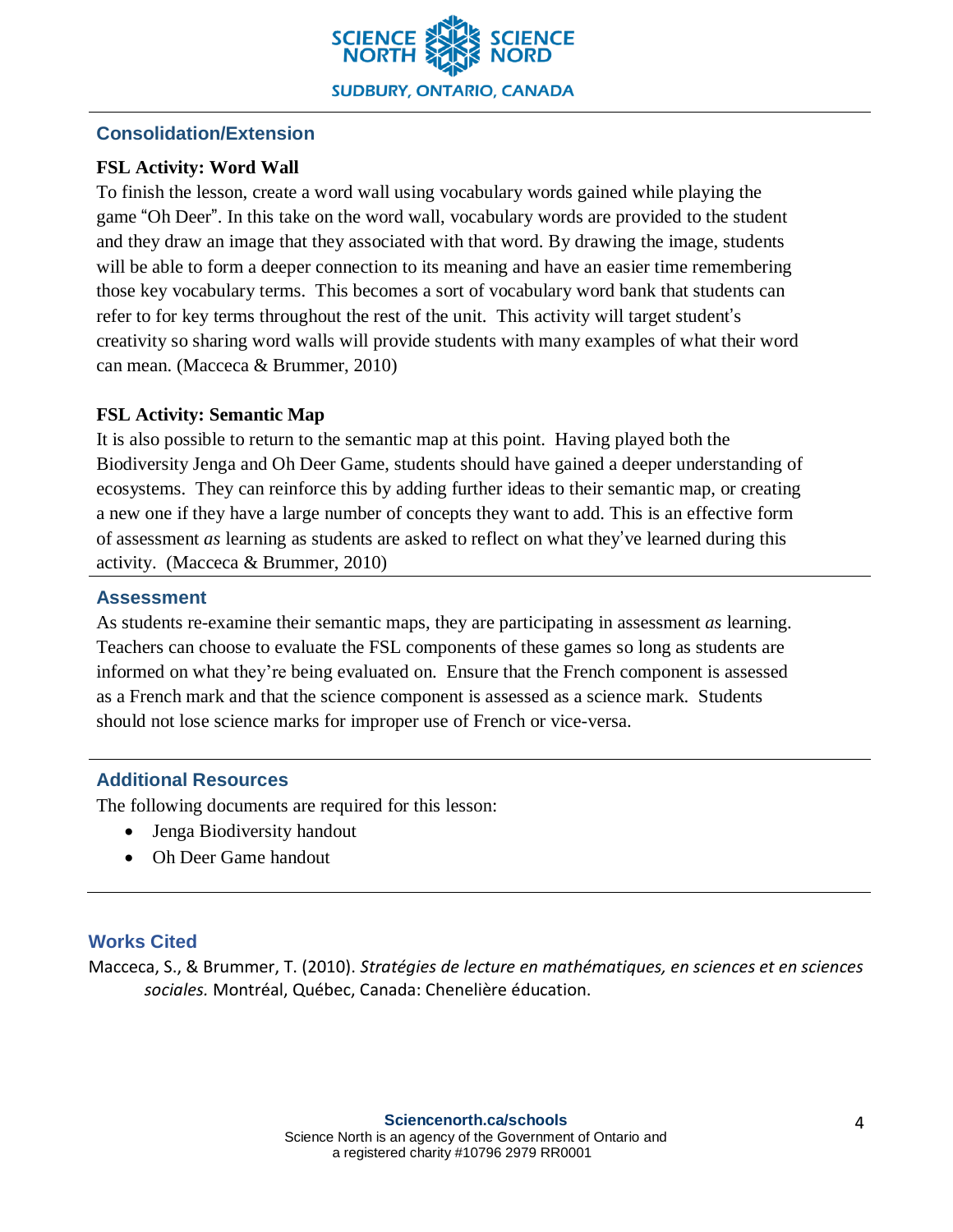## Consolidation/Extension

**FSL Activity: Word Wall**

To finish the lesson, create a word wall using vocabulary words gained while playing the game "Oh Deer". In this take on the word wall, vocabulary words are provided to the student and they draw an image that they associated with that word. By drawing the image, students will be able to form a deeper connection to its meaning and have an easier time remembering those key vocabulary terms. This becomes a sort of vocabulary word bank that students can refer to for key terms throughout the rest of the unit. This activity will target student's creativity so sharing word walls will provide students with many examples of what their word can mean. (Macceca & Brummer, 2010)

**FSL Activity: Semantic Map**

It is also possible to return to the semantic map at this point. Having played both the Biodiversity Jenga and Oh Deer Game, students should have gained a deeper understanding of ecosystems. They can reinforce this by adding further ideas to their semantic map, or creating a new one if they have a large number of concepts they want to add. This is an effective form of assessment *as* learning as students are asked to reflect on what they've learned during this activity. (Macceca & Brummer, 2010)

## Assessment

As students re-examine their semantic maps, they are participating in assessment *as* learning. Teachers can choose to evaluate the FSL components of these games so long as students are informed on what they're being evaluated on. Ensure that the French component is assessed as a French mark and that the science component is assessed as a science mark. Students should not lose science marks for improper use of French or vice-versa.

## Additional Resources

The following documents are required for this lesson:

- Jenga Biodiversity handout
- Oh Deer Game handout

## Works Cited

Macceca, S., & Brummer, T. (2010). *Stratégies de lecture en mathématiques, en sciences et en sciences sociales.* Montréal, Québec, Canada: Chenelière éducation.